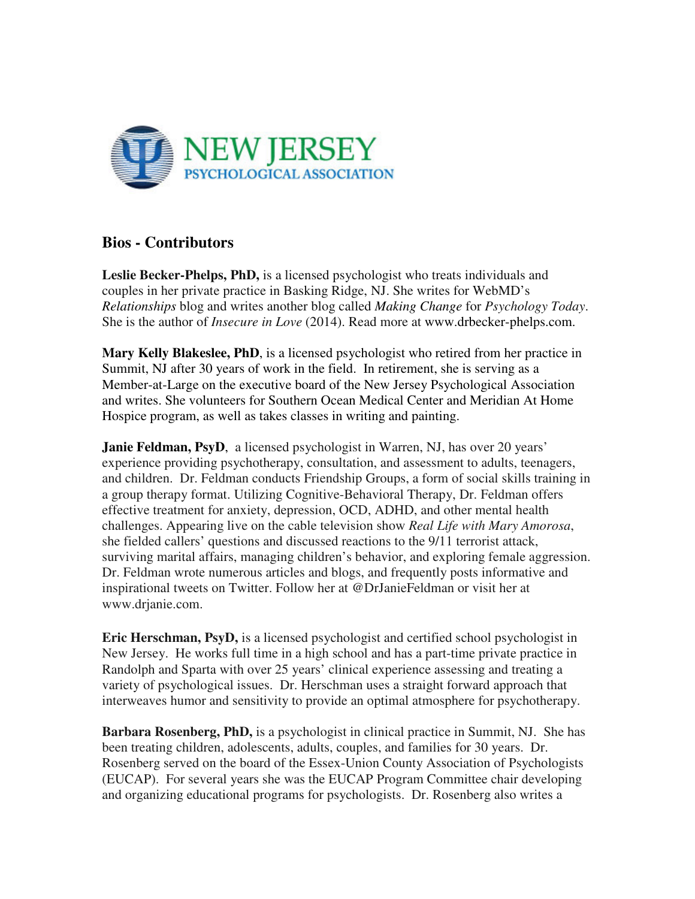NEW JERSEY
PSYCHOLOGICAL ASSOCIATION

## Bios - Contributors

**Leslie Becker-Phelps, PhD,** is a licensed psychologist who treats individuals and couples in her private practice in Basking Ridge, NJ. She writes for WebMD's *Relationships* blog and writes another blog called *Making Change* for *Psychology Today*. She is the author of *Insecure in Love* (2014). Read more at www.drbecker-phelps.com.

**Mary Kelly Blakeslee, PhD**, is a licensed psychologist who retired from her practice in Summit, NJ after 30 years of work in the field. In retirement, she is serving as a Member-at-Large on the executive board of the New Jersey Psychological Association and writes. She volunteers for Southern Ocean Medical Center and Meridian At Home Hospice program, as well as takes classes in writing and painting.

**Janie Feldman, PsyD**, a licensed psychologist in Warren, NJ, has over 20 years' experience providing psychotherapy, consultation, and assessment to adults, teenagers, and children. Dr. Feldman conducts Friendship Groups, a form of social skills training in a group therapy format. Utilizing Cognitive-Behavioral Therapy, Dr. Feldman offers effective treatment for anxiety, depression, OCD, ADHD, and other mental health challenges. Appearing live on the cable television show *Real Life with Mary Amorosa*, she fielded callers' questions and discussed reactions to the 9/11 terrorist attack, surviving marital affairs, managing children's behavior, and exploring female aggression. Dr. Feldman wrote numerous articles and blogs, and frequently posts informative and inspirational tweets on Twitter. Follow her at @DrJanieFeldman or visit her at www.drjanie.com.

**Eric Herschman, PsyD,** is a licensed psychologist and certified school psychologist in New Jersey. He works full time in a high school and has a part-time private practice in Randolph and Sparta with over 25 years' clinical experience assessing and treating a variety of psychological issues. Dr. Herschman uses a straight forward approach that interweaves humor and sensitivity to provide an optimal atmosphere for psychotherapy.

**Barbara Rosenberg, PhD,** is a psychologist in clinical practice in Summit, NJ. She has been treating children, adolescents, adults, couples, and families for 30 years. Dr. Rosenberg served on the board of the Essex-Union County Association of Psychologists (EUCAP). For several years she was the EUCAP Program Committee chair developing and organizing educational programs for psychologists. Dr. Rosenberg also writes a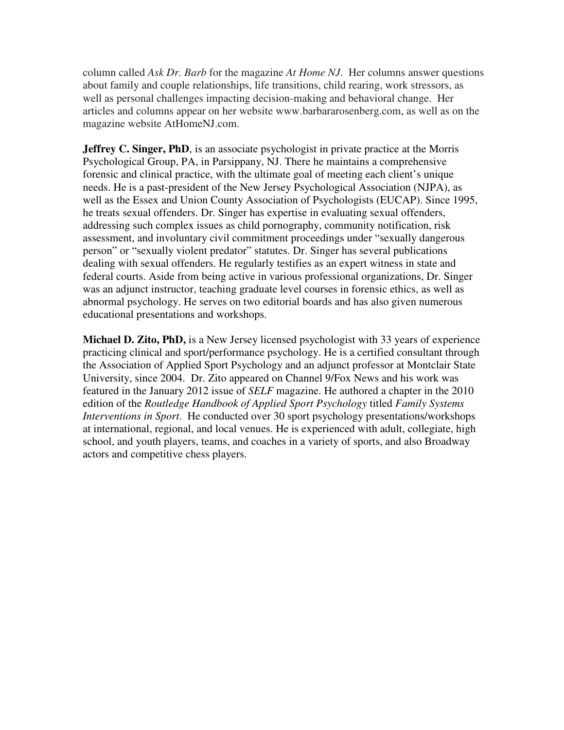column called *Ask Dr. Barb* for the magazine *At Home NJ*. Her columns answer questions about family and couple relationships, life transitions, child rearing, work stressors, as well as personal challenges impacting decision-making and behavioral change. Her articles and columns appear on her website www.barbararosenberg.com, as well as on the magazine website AtHomeNJ.com.

**Jeffrey C. Singer, PhD**, is an associate psychologist in private practice at the Morris Psychological Group, PA, in Parsippany, NJ. There he maintains a comprehensive forensic and clinical practice, with the ultimate goal of meeting each client's unique needs. He is a past-president of the New Jersey Psychological Association (NJPA), as well as the Essex and Union County Association of Psychologists (EUCAP). Since 1995, he treats sexual offenders. Dr. Singer has expertise in evaluating sexual offenders, addressing such complex issues as child pornography, community notification, risk assessment, and involuntary civil commitment proceedings under "sexually dangerous person" or "sexually violent predator" statutes. Dr. Singer has several publications dealing with sexual offenders. He regularly testifies as an expert witness in state and federal courts. Aside from being active in various professional organizations, Dr. Singer was an adjunct instructor, teaching graduate level courses in forensic ethics, as well as abnormal psychology. He serves on two editorial boards and has also given numerous educational presentations and workshops.

**Michael D. Zito, PhD,** is a New Jersey licensed psychologist with 33 years of experience practicing clinical and sport/performance psychology. He is a certified consultant through the Association of Applied Sport Psychology and an adjunct professor at Montclair State University, since 2004. Dr. Zito appeared on Channel 9/Fox News and his work was featured in the January 2012 issue of *SELF* magazine. He authored a chapter in the 2010 edition of the *Routledge Handbook of Applied Sport Psychology* titled *Family Systems Interventions in Sport*. He conducted over 30 sport psychology presentations/workshops at international, regional, and local venues. He is experienced with adult, collegiate, high school, and youth players, teams, and coaches in a variety of sports, and also Broadway actors and competitive chess players.